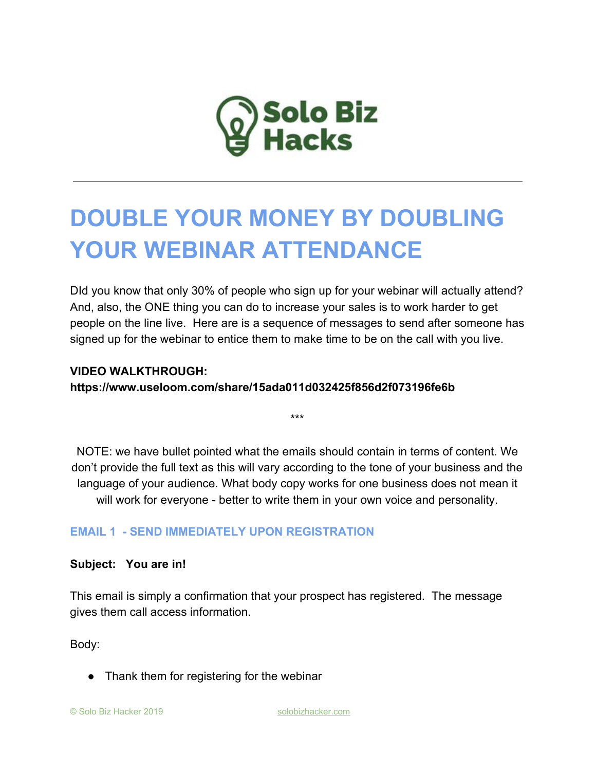Solo Biz Hacks

---

# DOUBLE YOUR MONEY BY DOUBLING YOUR WEBINAR ATTENDANCE

DId you know that only 30% of people who sign up for your webinar will actually attend? And, also, the ONE thing you can do to increase your sales is to work harder to get people on the line live. Here are is a sequence of messages to send after someone has signed up for the webinar to entice them to make time to be on the call with you live.

**VIDEO WALKTHROUGH:**
**https://www.useloom.com/share/15ada011d032425f856d2f073196fe6b**

***

NOTE: we have bullet pointed what the emails should contain in terms of content. We don't provide the full text as this will vary according to the tone of your business and the language of your audience. What body copy works for one business does not mean it will work for everyone - better to write them in your own voice and personality.

### EMAIL 1 - SEND IMMEDIATELY UPON REGISTRATION

**Subject: You are in!**

This email is simply a confirmation that your prospect has registered. The message gives them call access information.

Body:

- Thank them for registering for the webinar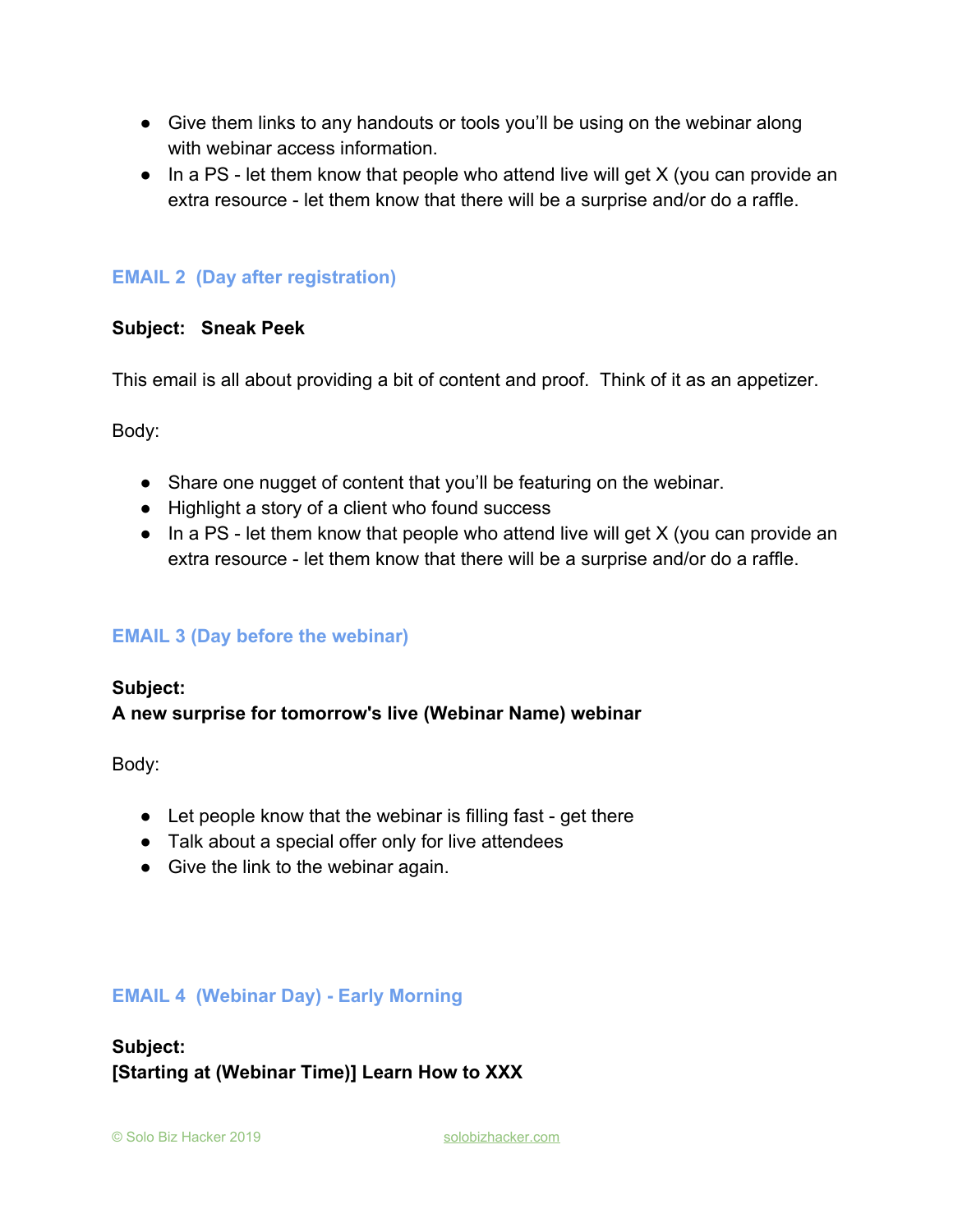- Give them links to any handouts or tools you'll be using on the webinar along with webinar access information.
- In a PS - let them know that people who attend live will get X (you can provide an extra resource - let them know that there will be a surprise and/or do a raffle.

### EMAIL 2 (Day after registration)

**Subject: Sneak Peek**

This email is all about providing a bit of content and proof. Think of it as an appetizer.

Body:

- Share one nugget of content that you'll be featuring on the webinar.
- Highlight a story of a client who found success
- In a PS - let them know that people who attend live will get X (you can provide an extra resource - let them know that there will be a surprise and/or do a raffle.

### EMAIL 3 (Day before the webinar)

**Subject:**
**A new surprise for tomorrow's live (Webinar Name) webinar**

Body:

- Let people know that the webinar is filling fast - get there
- Talk about a special offer only for live attendees
- Give the link to the webinar again.

### EMAIL 4 (Webinar Day) - Early Morning

**Subject:**
**[Starting at (Webinar Time)] Learn How to XXX**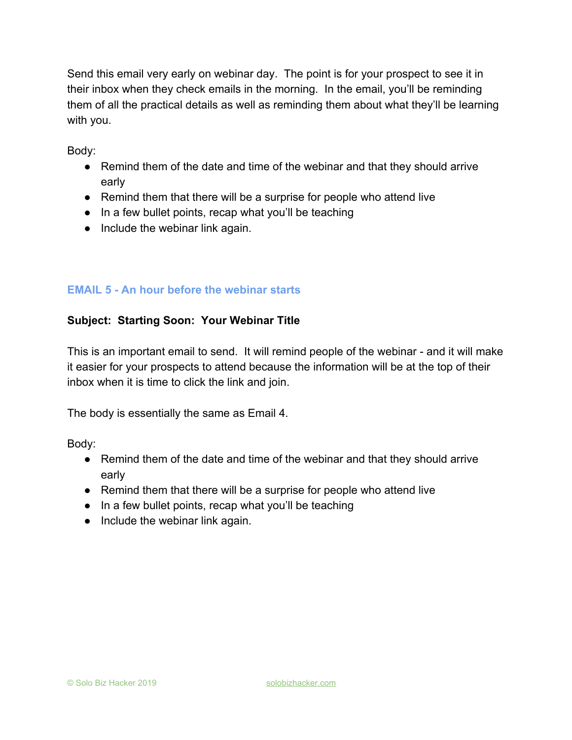Send this email very early on webinar day.  The point is for your prospect to see it in their inbox when they check emails in the morning.  In the email, you'll be reminding them of all the practical details as well as reminding them about what they'll be learning with you.

Body:

- Remind them of the date and time of the webinar and that they should arrive early
- Remind them that there will be a surprise for people who attend live
- In a few bullet points, recap what you'll be teaching
- Include the webinar link again.

### EMAIL 5 - An hour before the webinar starts

**Subject:  Starting Soon:  Your Webinar Title**

This is an important email to send.  It will remind people of the webinar - and it will make it easier for your prospects to attend because the information will be at the top of their inbox when it is time to click the link and join.

The body is essentially the same as Email 4.

Body:

- Remind them of the date and time of the webinar and that they should arrive early
- Remind them that there will be a surprise for people who attend live
- In a few bullet points, recap what you'll be teaching
- Include the webinar link again.